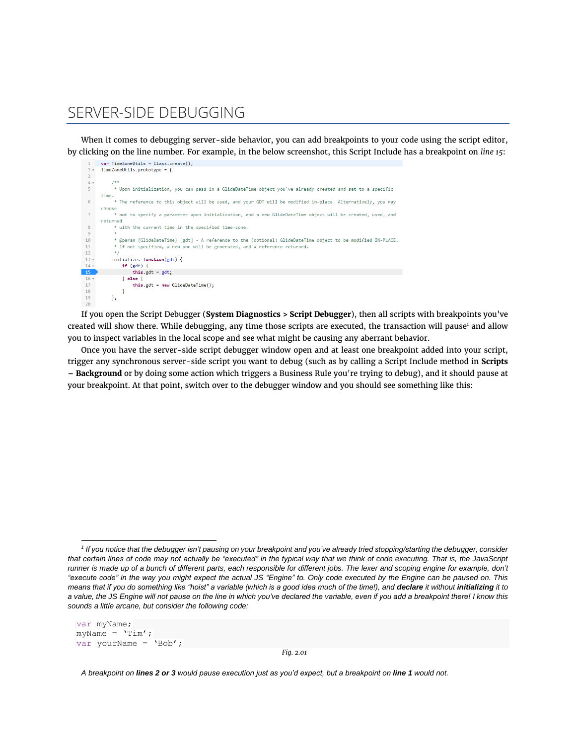# SERVER-SIDE DEBUGGING

When it comes to debugging server-side behavior, you can add breakpoints to your code using the script editor, by clicking on the line number. For example, in the below screenshot, this Script Include has a breakpoint on *line 15*:

```
1   var TimeZoneUtils = Class.create();
2   TimeZoneUtils.prototype = {
3   
4       /**
5        * Upon initialization, you can pass in a GlideDateTime object you've already created and set to a specific
   time.
6        * The reference to this object will be used, and your GDT will be modified in-place. Alternatively, you may
   choose
7        * not to specify a parameter upon initialization, and a new GlideDateTime object will be created, used, and
   returned
8        * with the current time in the specified time-zone.
9        *
10       * @param {GlideDateTime} [gdt] - A reference to the (optional) GlideDateTime object to be modified IN-PLACE.
11       * If not specified, a new one will be generated, and a reference returned.
12       */
13      initialize: function(gdt) {
14          if (gdt) {
15              this.gdt = gdt;
16          } else {
17              this.gdt = new GlideDateTime();
18          }
19      },
20
```

If you open the Script Debugger (**System Diagnostics > Script Debugger**), then all scripts with breakpoints you've created will show there. While debugging, any time those scripts are executed, the transaction will pause[1] and allow you to inspect variables in the local scope and see what might be causing any aberrant behavior.

Once you have the server-side script debugger window open and at least one breakpoint added into your script, trigger any synchronous server-side script you want to debug (such as by calling a Script Include method in **Scripts – Background** or by doing some action which triggers a Business Rule you're trying to debug), and it should pause at your breakpoint. At that point, switch over to the debugger window and you should see something like this:

---

*[1] If you notice that the debugger isn't pausing on your breakpoint and you've already tried stopping/starting the debugger, consider that certain lines of code may not actually be "executed" in the typical way that we think of code executing. That is, the JavaScript runner is made up of a bunch of different parts, each responsible for different jobs. The lexer and scoping engine for example, don't "execute code" in the way you might expect the actual JS "Engine" to. Only code executed by the Engine can be paused on. This means that if you do something like "hoist" a variable (which is a good idea much of the time!), and* ***declare*** *it without* ***initializing*** *it to a value, the JS Engine will not pause on the line in which you've declared the variable, even if you add a breakpoint there! I know this sounds a little arcane, but consider the following code:*

```
var myName;
myName = 'Tim';
var yourName = 'Bob';
```

*Fig. 2.01*

*A breakpoint on* ***lines 2 or 3*** *would pause execution just as you'd expect, but a breakpoint on* ***line 1*** *would not.*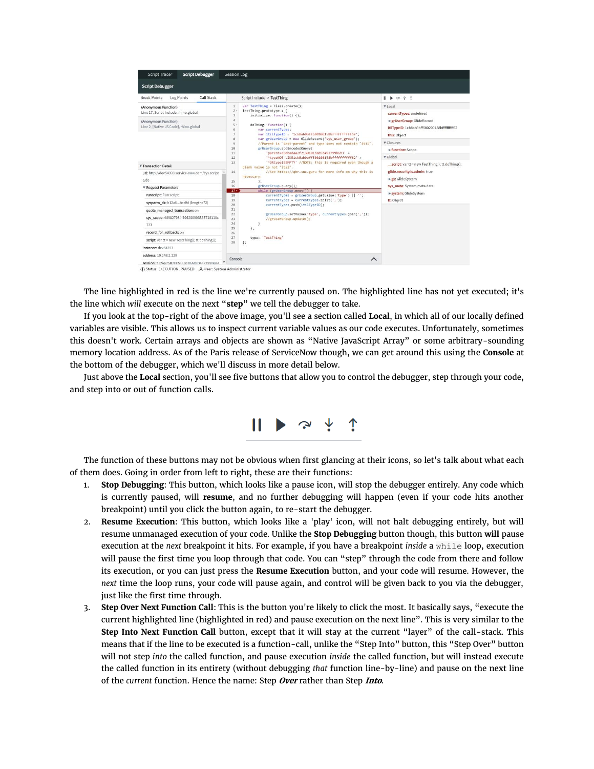The line highlighted in red is the line we're currently paused on. The highlighted line has not yet executed; it's the line which *will* execute on the next "**step**" we tell the debugger to take.

If you look at the top-right of the above image, you'll see a section called **Local**, in which all of our locally defined variables are visible. This allows us to inspect current variable values as our code executes. Unfortunately, sometimes this doesn't work. Certain arrays and objects are shown as "Native JavaScript Array" or some arbitrary-sounding memory location address. As of the Paris release of ServiceNow though, we can get around this using the **Console** at the bottom of the debugger, which we'll discuss in more detail below.

Just above the **Local** section, you'll see five buttons that allow you to control the debugger, step through your code, and step into or out of function calls.

The function of these buttons may not be obvious when first glancing at their icons, so let's talk about what each of them does. Going in order from left to right, these are their functions:

1. **Stop Debugging**: This button, which looks like a pause icon, will stop the debugger entirely. Any code which is currently paused, will **resume**, and no further debugging will happen (even if your code hits another breakpoint) until you click the button again, to re-start the debugger.
2. **Resume Execution**: This button, which looks like a 'play' icon, will not halt debugging entirely, but will resume unmanaged execution of your code. Unlike the **Stop Debugging** button though, this button **will** pause execution at the *next* breakpoint it hits. For example, if you have a breakpoint *inside* a `while` loop, execution will pause the first time you loop through that code. You can "step" through the code from there and follow its execution, or you can just press the **Resume Execution** button, and your code will resume. However, the *next* time the loop runs, your code will pause again, and control will be given back to you via the debugger, just like the first time through.
3. **Step Over Next Function Call**: This is the button you're likely to click the most. It basically says, "execute the current highlighted line (highlighted in red) and pause execution on the next line". This is very similar to the **Step Into Next Function Call** button, except that it will stay at the current "layer" of the call-stack. This means that if the line to be executed is a function-call, unlike the "Step Into" button, this "Step Over" button will not step *into* the called function, and pause execution *inside* the called function, but will instead execute the called function in its entirety (without debugging *that* function line-by-line) and pause on the next line of the *current* function. Hence the name: Step ***Over*** rather than Step ***Into***.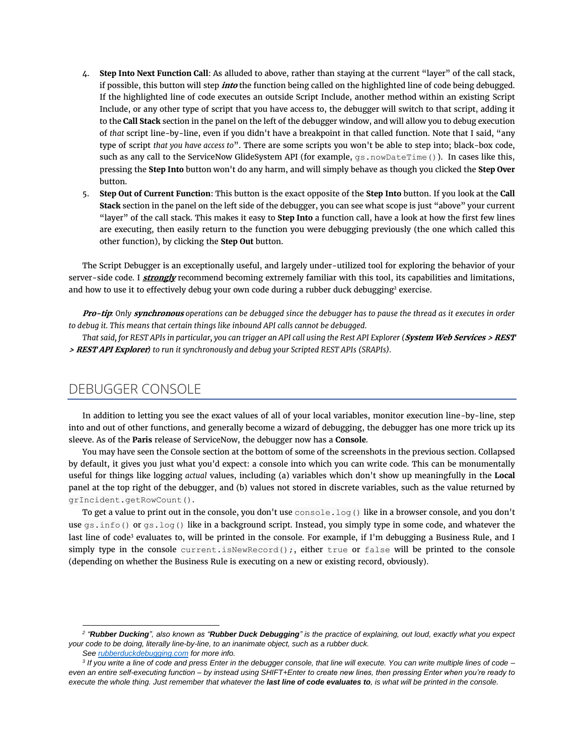4. **Step Into Next Function Call**: As alluded to above, rather than staying at the current "layer" of the call stack, if possible, this button will step ***into*** the function being called on the highlighted line of code being debugged. If the highlighted line of code executes an outside Script Include, another method within an existing Script Include, or any other type of script that you have access to, the debugger will switch to that script, adding it to the **Call Stack** section in the panel on the left of the debugger window, and will allow you to debug execution of *that* script line-by-line, even if you didn't have a breakpoint in that called function. Note that I said, "any type of script *that you have access to*". There are some scripts you won't be able to step into; black-box code, such as any call to the ServiceNow GlideSystem API (for example, `gs.nowDateTime()`). In cases like this, pressing the **Step Into** button won't do any harm, and will simply behave as though you clicked the **Step Over** button.
5. **Step Out of Current Function**: This button is the exact opposite of the **Step Into** button. If you look at the **Call Stack** section in the panel on the left side of the debugger, you can see what scope is just "above" your current "layer" of the call stack. This makes it easy to **Step Into** a function call, have a look at how the first few lines are executing, then easily return to the function you were debugging previously (the one which called this other function), by clicking the **Step Out** button.

The Script Debugger is an exceptionally useful, and largely under-utilized tool for exploring the behavior of your server-side code. I ***strongly*** recommend becoming extremely familiar with this tool, its capabilities and limitations, and how to use it to effectively debug your own code during a rubber duck debugging[2] exercise.

***Pro-tip****: Only* ***synchronous*** *operations can be debugged since the debugger has to pause the thread as it executes in order to debug it. This means that certain things like inbound API calls cannot be debugged.*

*That said, for REST APIs in particular, you can trigger an API call using the Rest API Explorer (****System Web Services > REST > REST API Explorer****) to run it synchronously and debug your Scripted REST APIs (SRAPIs).*

## DEBUGGER CONSOLE

In addition to letting you see the exact values of all of your local variables, monitor execution line-by-line, step into and out of other functions, and generally become a wizard of debugging, the debugger has one more trick up its sleeve. As of the **Paris** release of ServiceNow, the debugger now has a **Console**.

You may have seen the Console section at the bottom of some of the screenshots in the previous section. Collapsed by default, it gives you just what you'd expect: a console into which you can write code. This can be monumentally useful for things like logging *actual* values, including (a) variables which don't show up meaningfully in the **Local** panel at the top right of the debugger, and (b) values not stored in discrete variables, such as the value returned by `grIncident.getRowCount()`.

To get a value to print out in the console, you don't use `console.log()` like in a browser console, and you don't use `gs.info()` or `gs.log()` like in a background script. Instead, you simply type in some code, and whatever the last line of code[3] evaluates to, will be printed in the console. For example, if I'm debugging a Business Rule, and I simply type in the console `current.isNewRecord();`, either `true` or `false` will be printed to the console (depending on whether the Business Rule is executing on a new or existing record, obviously).

---

[2] *"****Rubber Ducking****", also known as "****Rubber Duck Debugging****" is the practice of explaining, out loud, exactly what you expect your code to be doing, literally line-by-line, to an inanimate object, such as a rubber duck.*
*See [rubberduckdebugging.com](rubberduckdebugging.com) for more info.*

[3] *If you write a line of code and press Enter in the debugger console, that line will execute. You can write multiple lines of code – even an entire self-executing function – by instead using SHIFT+Enter to create new lines, then pressing Enter when you're ready to execute the whole thing. Just remember that whatever the* ***last line of code evaluates to****, is what will be printed in the console.*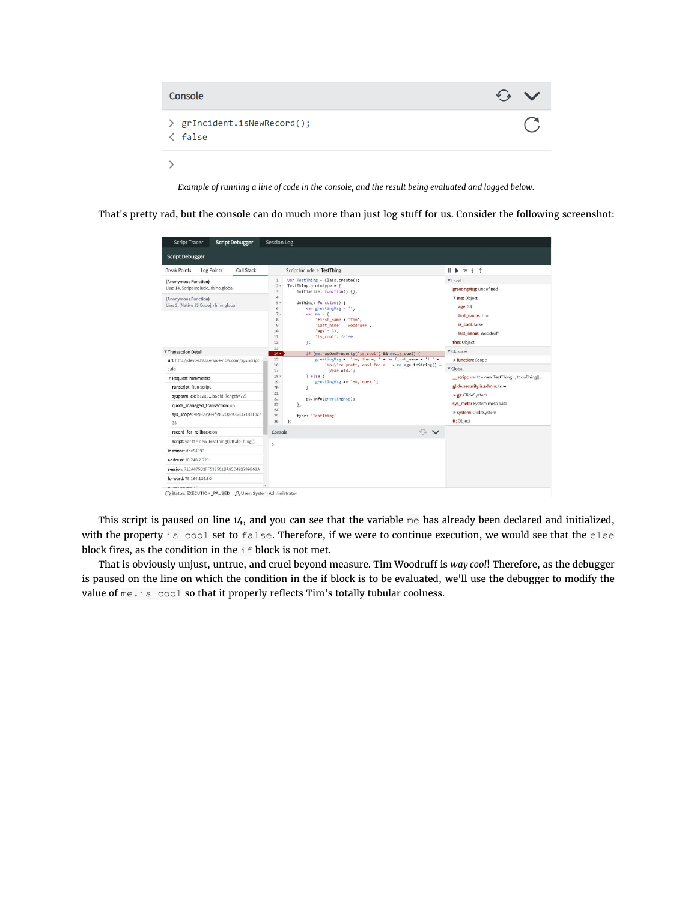Example of running a line of code in the console, and the result being evaluated and logged below.

That's pretty rad, but the console can do much more than just log stuff for us. Consider the following screenshot:

This script is paused on line 14, and you can see that the variable `me` has already been declared and initialized, with the property `is_cool` set to `false`. Therefore, if we were to continue execution, we would see that the `else` block fires, as the condition in the `if` block is not met.

That is obviously unjust, untrue, and cruel beyond measure. Tim Woodruff is *way cool*! Therefore, as the debugger is paused on the line on which the condition in the if block is to be evaluated, we'll use the debugger to modify the value of `me.is_cool` so that it properly reflects Tim's totally tubular coolness.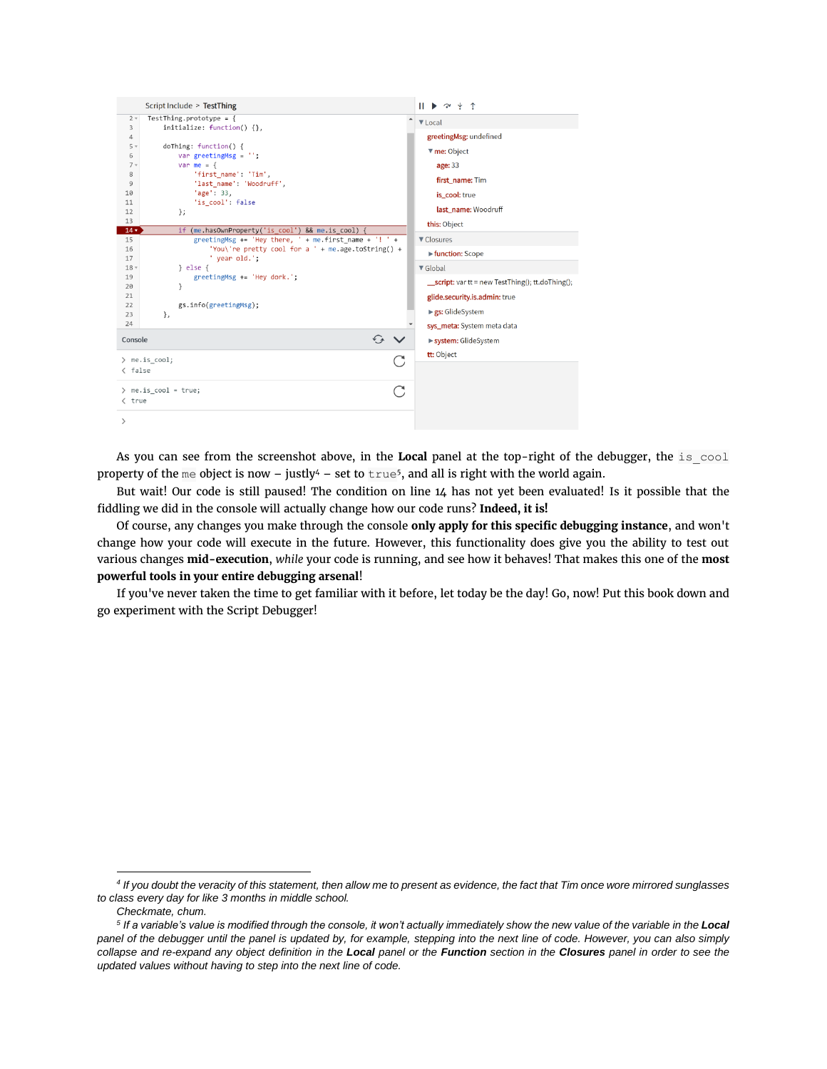As you can see from the screenshot above, in the **Local** panel at the top-right of the debugger, the `is_cool` property of the `me` object is now – justly[4] – set to `true`[5], and all is right with the world again.

But wait! Our code is still paused! The condition on line 14 has not yet been evaluated! Is it possible that the fiddling we did in the console will actually change how our code runs? **Indeed, it is!**

Of course, any changes you make through the console **only apply for this specific debugging instance**, and won't change how your code will execute in the future. However, this functionality does give you the ability to test out various changes **mid-execution**, *while* your code is running, and see how it behaves! That makes this one of the **most powerful tools in your entire debugging arsenal**!

If you've never taken the time to get familiar with it before, let today be the day! Go, now! Put this book down and go experiment with the Script Debugger!

---

[4] *If you doubt the veracity of this statement, then allow me to present as evidence, the fact that Tim once wore mirrored sunglasses to class every day for like 3 months in middle school.*

*Checkmate, chum.*

[5] *If a variable's value is modified through the console, it won't actually immediately show the new value of the variable in the **Local** panel of the debugger until the panel is updated by, for example, stepping into the next line of code. However, you can also simply collapse and re-expand any object definition in the **Local** panel or the **Function** section in the **Closures** panel in order to see the updated values without having to step into the next line of code.*